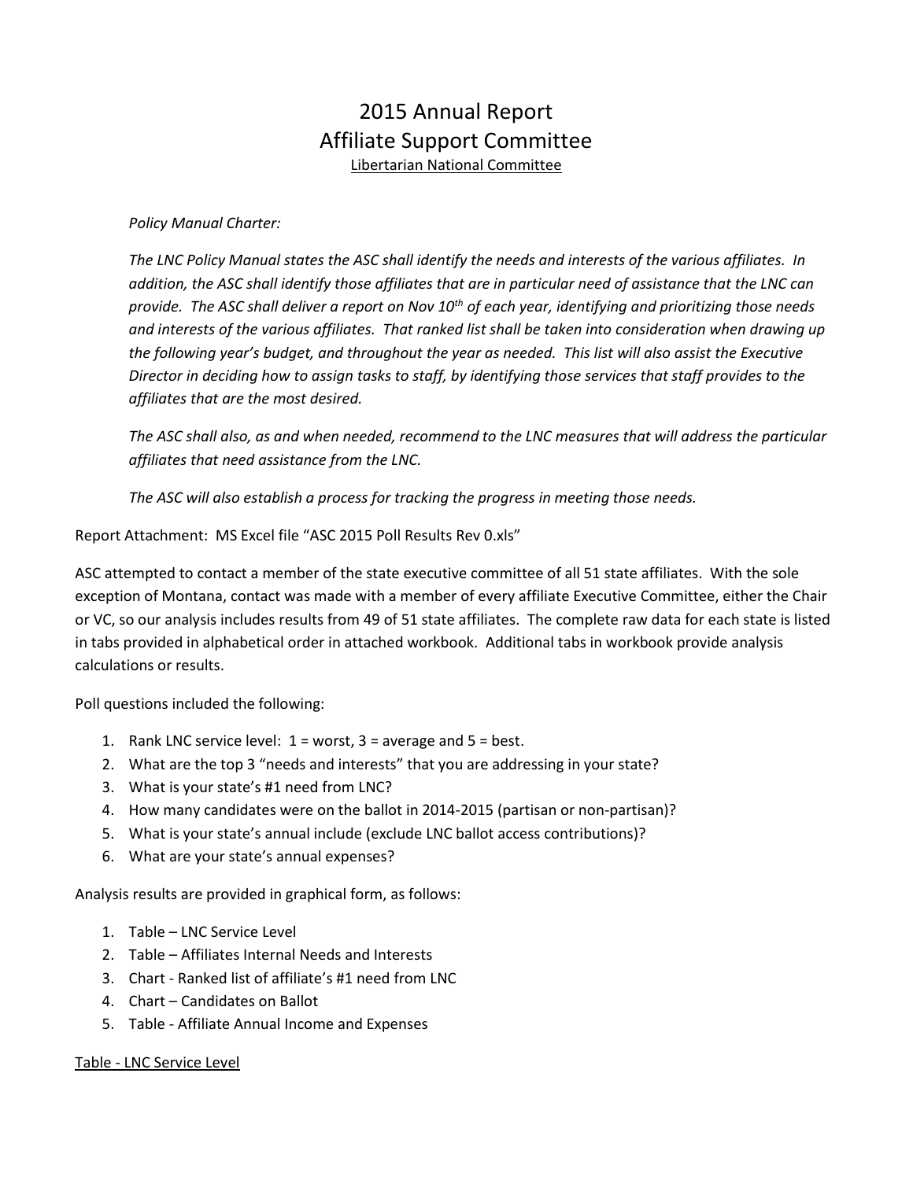# 2015 Annual Report
# Affiliate Support Committee

Libertarian National Committee

*Policy Manual Charter:*

*The LNC Policy Manual states the ASC shall identify the needs and interests of the various affiliates. In addition, the ASC shall identify those affiliates that are in particular need of assistance that the LNC can provide. The ASC shall deliver a report on Nov 10th of each year, identifying and prioritizing those needs and interests of the various affiliates. That ranked list shall be taken into consideration when drawing up the following year's budget, and throughout the year as needed. This list will also assist the Executive Director in deciding how to assign tasks to staff, by identifying those services that staff provides to the affiliates that are the most desired.*

*The ASC shall also, as and when needed, recommend to the LNC measures that will address the particular affiliates that need assistance from the LNC.*

*The ASC will also establish a process for tracking the progress in meeting those needs.*

Report Attachment: MS Excel file "ASC 2015 Poll Results Rev 0.xls"

ASC attempted to contact a member of the state executive committee of all 51 state affiliates. With the sole exception of Montana, contact was made with a member of every affiliate Executive Committee, either the Chair or VC, so our analysis includes results from 49 of 51 state affiliates. The complete raw data for each state is listed in tabs provided in alphabetical order in attached workbook. Additional tabs in workbook provide analysis calculations or results.

Poll questions included the following:

1. Rank LNC service level: 1 = worst, 3 = average and 5 = best.
2. What are the top 3 "needs and interests" that you are addressing in your state?
3. What is your state's #1 need from LNC?
4. How many candidates were on the ballot in 2014-2015 (partisan or non-partisan)?
5. What is your state's annual include (exclude LNC ballot access contributions)?
6. What are your state's annual expenses?

Analysis results are provided in graphical form, as follows:

1. Table – LNC Service Level
2. Table – Affiliates Internal Needs and Interests
3. Chart - Ranked list of affiliate's #1 need from LNC
4. Chart – Candidates on Ballot
5. Table - Affiliate Annual Income and Expenses

Table - LNC Service Level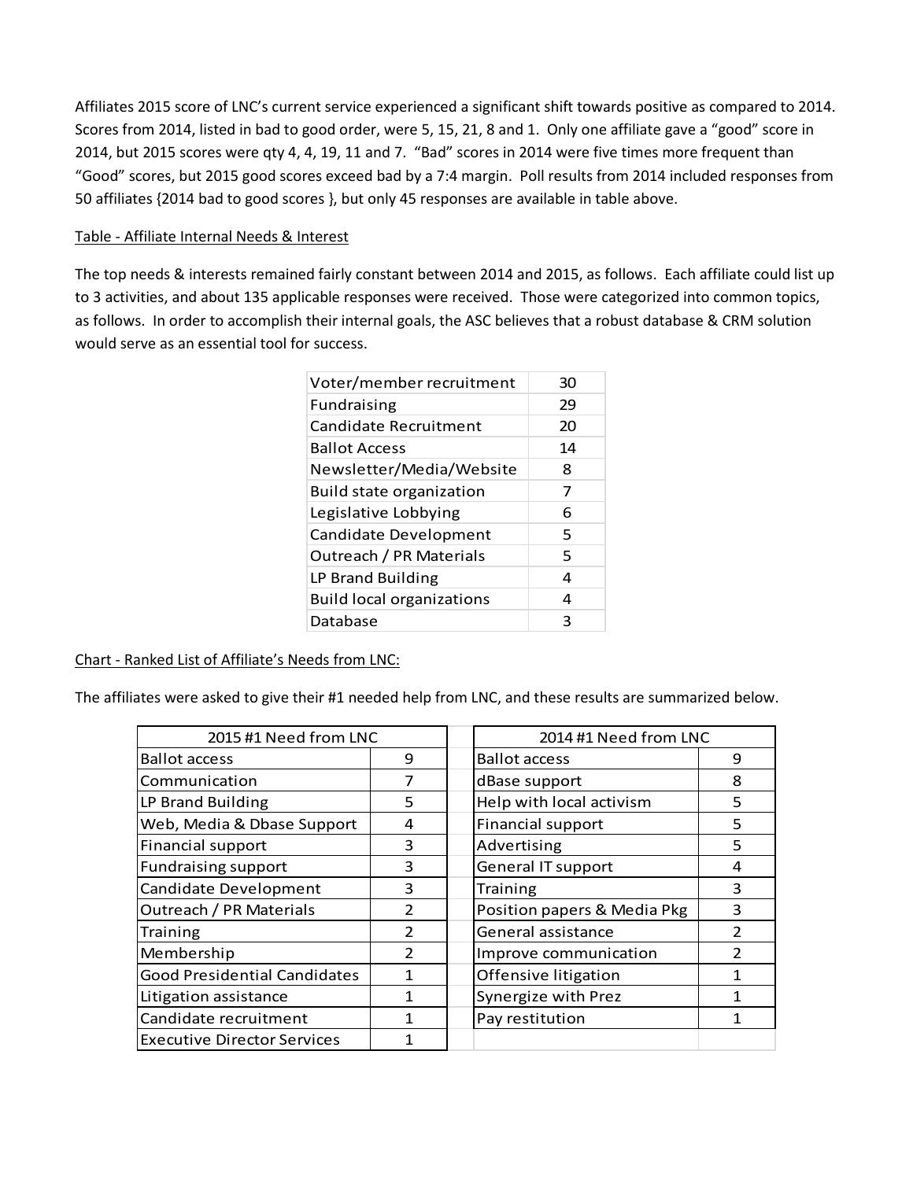Affiliates 2015 score of LNC's current service experienced a significant shift towards positive as compared to 2014. Scores from 2014, listed in bad to good order, were 5, 15, 21, 8 and 1. Only one affiliate gave a "good" score in 2014, but 2015 scores were qty 4, 4, 19, 11 and 7. "Bad" scores in 2014 were five times more frequent than "Good" scores, but 2015 good scores exceed bad by a 7:4 margin. Poll results from 2014 included responses from 50 affiliates {2014 bad to good scores }, but only 45 responses are available in table above.

<u>Table - Affiliate Internal Needs & Interest</u>

The top needs & interests remained fairly constant between 2014 and 2015, as follows. Each affiliate could list up to 3 activities, and about 135 applicable responses were received. Those were categorized into common topics, as follows. In order to accomplish their internal goals, the ASC believes that a robust database & CRM solution would serve as an essential tool for success.

| | |
|---|---|
| Voter/member recruitment | 30 |
| Fundraising | 29 |
| Candidate Recruitment | 20 |
| Ballot Access | 14 |
| Newsletter/Media/Website | 8 |
| Build state organization | 7 |
| Legislative Lobbying | 6 |
| Candidate Development | 5 |
| Outreach / PR Materials | 5 |
| LP Brand Building | 4 |
| Build local organizations | 4 |
| Database | 3 |

<u>Chart - Ranked List of Affiliate's Needs from LNC:</u>

The affiliates were asked to give their #1 needed help from LNC, and these results are summarized below.

| 2015 #1 Need from LNC | |
|---|---|
| Ballot access | 9 |
| Communication | 7 |
| LP Brand Building | 5 |
| Web, Media & Dbase Support | 4 |
| Financial support | 3 |
| Fundraising support | 3 |
| Candidate Development | 3 |
| Outreach / PR Materials | 2 |
| Training | 2 |
| Membership | 2 |
| Good Presidential Candidates | 1 |
| Litigation assistance | 1 |
| Candidate recruitment | 1 |
| Executive Director Services | 1 |

| 2014 #1 Need from LNC | |
|---|---|
| Ballot access | 9 |
| dBase support | 8 |
| Help with local activism | 5 |
| Financial support | 5 |
| Advertising | 5 |
| General IT support | 4 |
| Training | 3 |
| Position papers & Media Pkg | 3 |
| General assistance | 2 |
| Improve communication | 2 |
| Offensive litigation | 1 |
| Synergize with Prez | 1 |
| Pay restitution | 1 |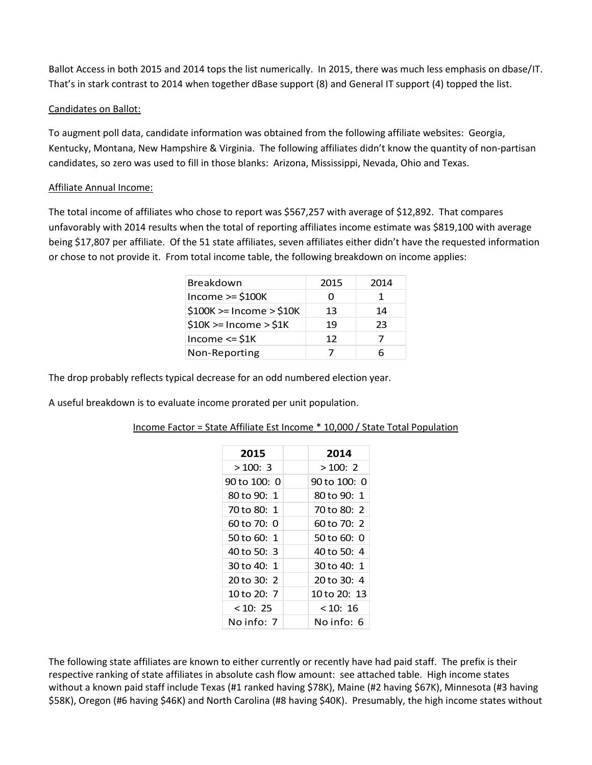Ballot Access in both 2015 and 2014 tops the list numerically. In 2015, there was much less emphasis on dbase/IT. That's in stark contrast to 2014 when together dBase support (8) and General IT support (4) topped the list.

Candidates on Ballot:

To augment poll data, candidate information was obtained from the following affiliate websites: Georgia, Kentucky, Montana, New Hampshire & Virginia. The following affiliates didn't know the quantity of non-partisan candidates, so zero was used to fill in those blanks: Arizona, Mississippi, Nevada, Ohio and Texas.

Affiliate Annual Income:

The total income of affiliates who chose to report was $567,257 with average of $12,892. That compares unfavorably with 2014 results when the total of reporting affiliates income estimate was $819,100 with average being $17,807 per affiliate. Of the 51 state affiliates, seven affiliates either didn't have the requested information or chose to not provide it. From total income table, the following breakdown on income applies:

| Breakdown | 2015 | 2014 |
|---|---|---|
| Income >= $100K | 0 | 1 |
| $100K >= Income > $10K | 13 | 14 |
| $10K >= Income > $1K | 19 | 23 |
| Income <= $1K | 12 | 7 |
| Non-Reporting | 7 | 6 |

The drop probably reflects typical decrease for an odd numbered election year.

A useful breakdown is to evaluate income prorated per unit population.

Income Factor = State Affiliate Est Income * 10,000 / State Total Population

| 2015 | | 2014 |
|---|---|---|
| > 100: 3 | | > 100: 2 |
| 90 to 100: 0 | | 90 to 100: 0 |
| 80 to 90: 1 | | 80 to 90: 1 |
| 70 to 80: 1 | | 70 to 80: 2 |
| 60 to 70: 0 | | 60 to 70: 2 |
| 50 to 60: 1 | | 50 to 60: 0 |
| 40 to 50: 3 | | 40 to 50: 4 |
| 30 to 40: 1 | | 30 to 40: 1 |
| 20 to 30: 2 | | 20 to 30: 4 |
| 10 to 20: 7 | | 10 to 20: 13 |
| < 10: 25 | | < 10: 16 |
| No info: 7 | | No info: 6 |

The following state affiliates are known to either currently or recently have had paid staff. The prefix is their respective ranking of state affiliates in absolute cash flow amount: see attached table. High income states without a known paid staff include Texas (#1 ranked having $78K), Maine (#2 having $67K), Minnesota (#3 having $58K), Oregon (#6 having $46K) and North Carolina (#8 having $40K). Presumably, the high income states without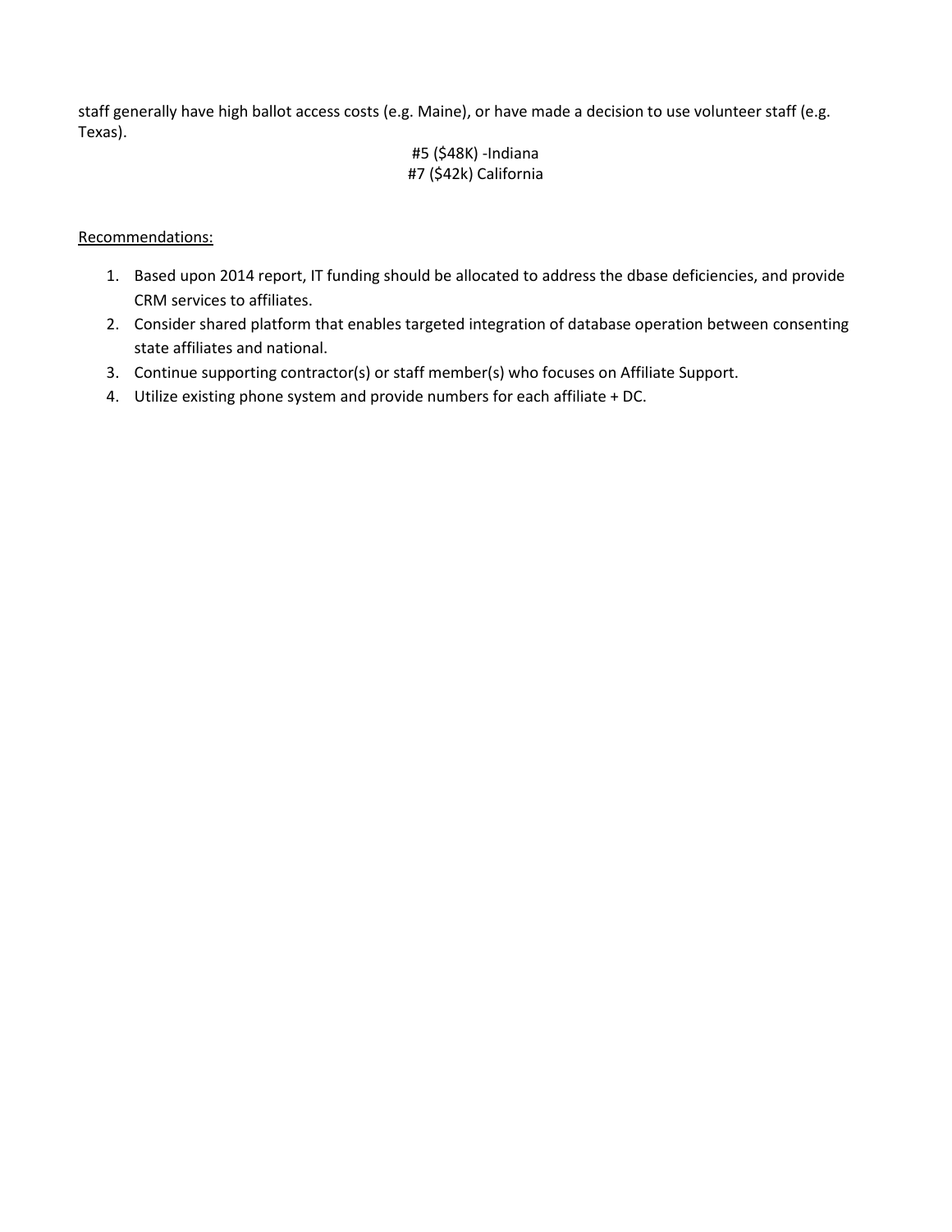staff generally have high ballot access costs (e.g. Maine), or have made a decision to use volunteer staff (e.g. Texas).

#5 ($48K) -Indiana
#7 ($42k) California

<u>Recommendations:</u>

1. Based upon 2014 report, IT funding should be allocated to address the dbase deficiencies, and provide CRM services to affiliates.
2. Consider shared platform that enables targeted integration of database operation between consenting state affiliates and national.
3. Continue supporting contractor(s) or staff member(s) who focuses on Affiliate Support.
4. Utilize existing phone system and provide numbers for each affiliate + DC.